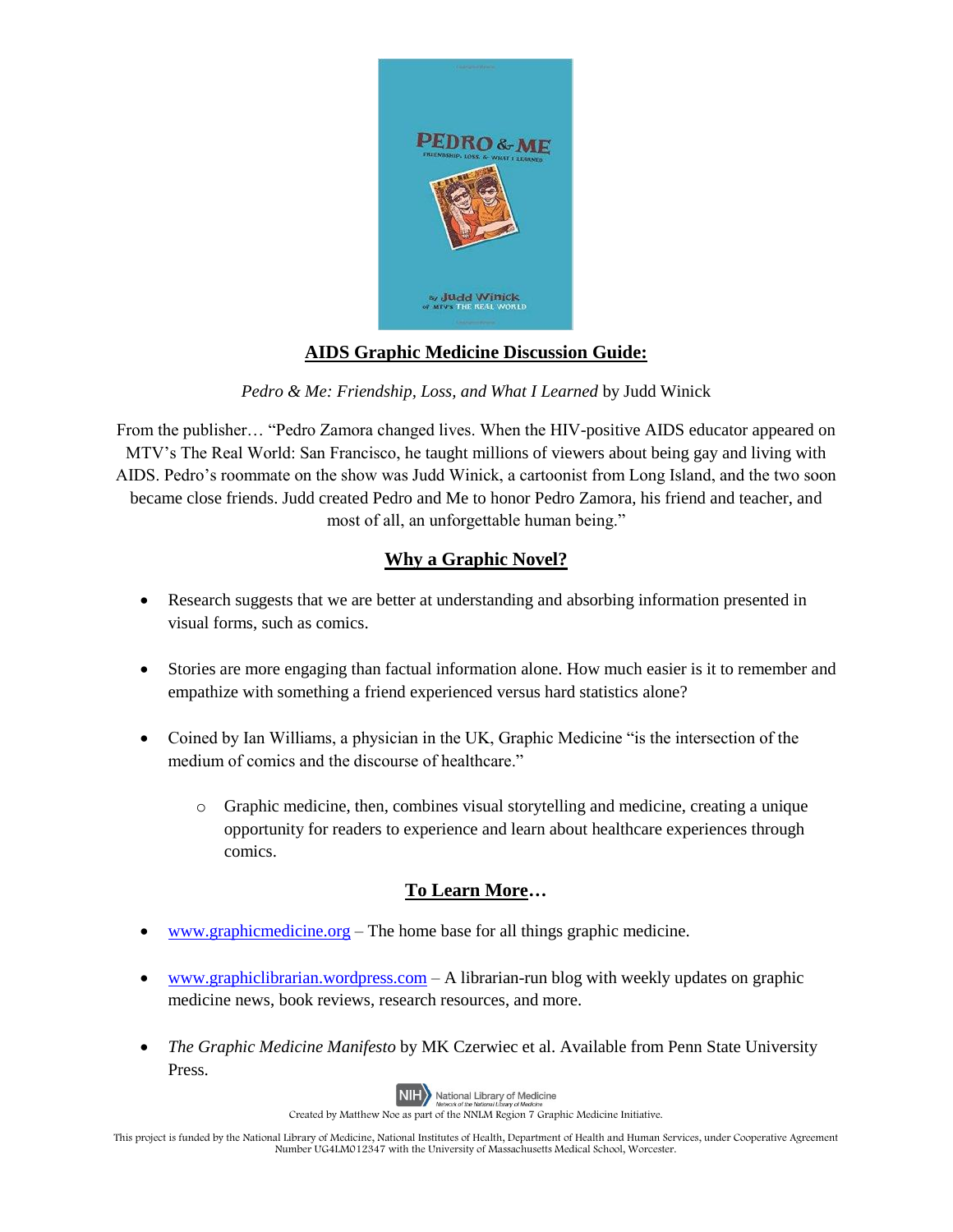## AIDS Graphic Medicine Discussion Guide:

*Pedro & Me: Friendship, Loss, and What I Learned* by Judd Winick

From the publisher… "Pedro Zamora changed lives. When the HIV-positive AIDS educator appeared on MTV's The Real World: San Francisco, he taught millions of viewers about being gay and living with AIDS. Pedro's roommate on the show was Judd Winick, a cartoonist from Long Island, and the two soon became close friends. Judd created Pedro and Me to honor Pedro Zamora, his friend and teacher, and most of all, an unforgettable human being."

## Why a Graphic Novel?

- Research suggests that we are better at understanding and absorbing information presented in visual forms, such as comics.
- Stories are more engaging than factual information alone. How much easier is it to remember and empathize with something a friend experienced versus hard statistics alone?
- Coined by Ian Williams, a physician in the UK, Graphic Medicine "is the intersection of the medium of comics and the discourse of healthcare."
    - Graphic medicine, then, combines visual storytelling and medicine, creating a unique opportunity for readers to experience and learn about healthcare experiences through comics.

## To Learn More…

- www.graphicmedicine.org – The home base for all things graphic medicine.
- www.graphiclibrarian.wordpress.com – A librarian-run blog with weekly updates on graphic medicine news, book reviews, research resources, and more.
- *The Graphic Medicine Manifesto* by MK Czerwiec et al. Available from Penn State University Press.

NIH National Library of Medicine — Network of the National Library of Medicine

Created by Matthew Noe as part of the NNLM Region 7 Graphic Medicine Initiative.

This project is funded by the National Library of Medicine, National Institutes of Health, Department of Health and Human Services, under Cooperative Agreement Number UG4LM012347 with the University of Massachusetts Medical School, Worcester.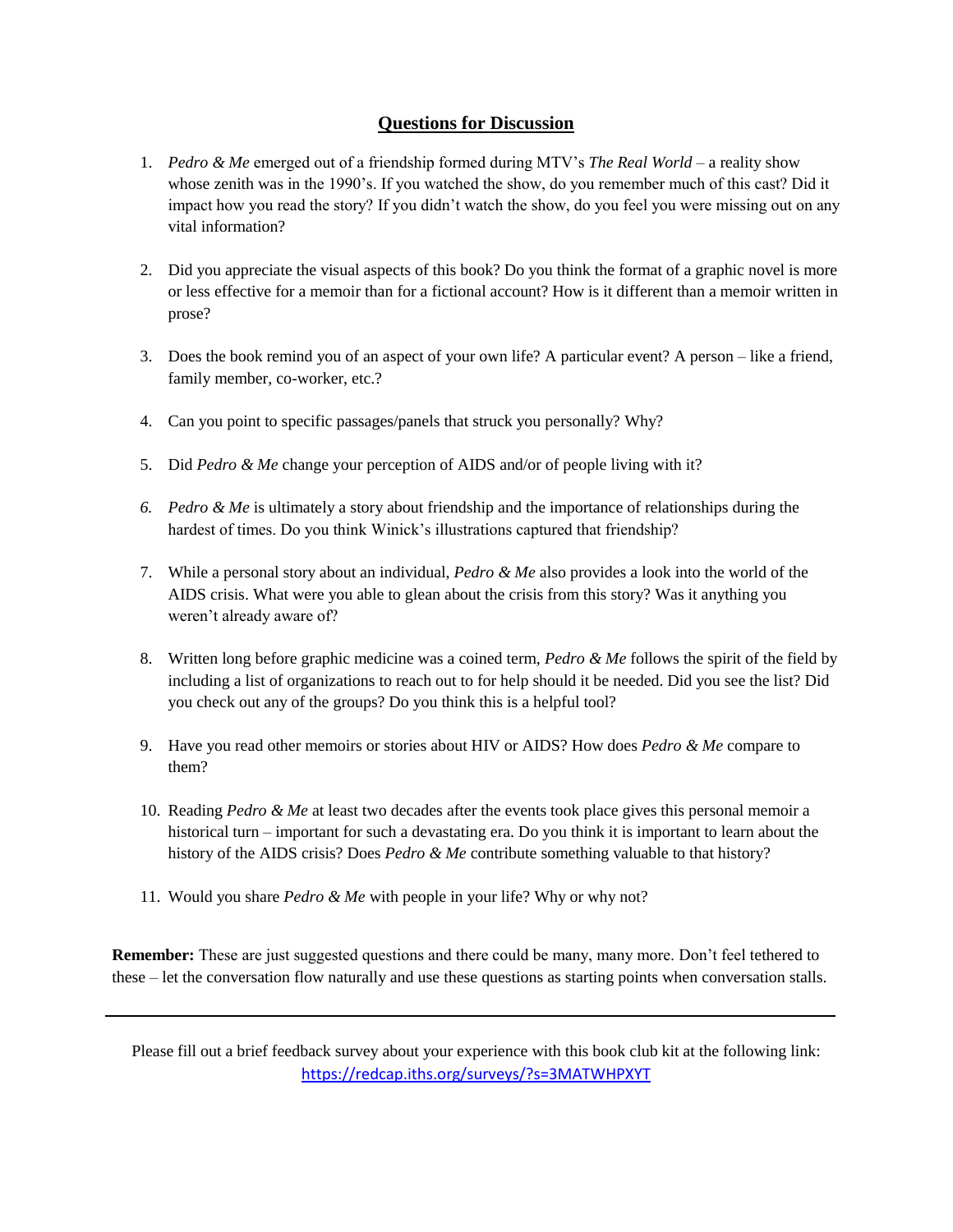## Questions for Discussion

1. *Pedro & Me* emerged out of a friendship formed during MTV's *The Real World* – a reality show whose zenith was in the 1990's. If you watched the show, do you remember much of this cast? Did it impact how you read the story? If you didn't watch the show, do you feel you were missing out on any vital information?

2. Did you appreciate the visual aspects of this book? Do you think the format of a graphic novel is more or less effective for a memoir than for a fictional account? How is it different than a memoir written in prose?

3. Does the book remind you of an aspect of your own life? A particular event? A person – like a friend, family member, co-worker, etc.?

4. Can you point to specific passages/panels that struck you personally? Why?

5. Did *Pedro & Me* change your perception of AIDS and/or of people living with it?

6. *Pedro & Me* is ultimately a story about friendship and the importance of relationships during the hardest of times. Do you think Winick's illustrations captured that friendship?

7. While a personal story about an individual, *Pedro & Me* also provides a look into the world of the AIDS crisis. What were you able to glean about the crisis from this story? Was it anything you weren't already aware of?

8. Written long before graphic medicine was a coined term, *Pedro & Me* follows the spirit of the field by including a list of organizations to reach out to for help should it be needed. Did you see the list? Did you check out any of the groups? Do you think this is a helpful tool?

9. Have you read other memoirs or stories about HIV or AIDS? How does *Pedro & Me* compare to them?

10. Reading *Pedro & Me* at least two decades after the events took place gives this personal memoir a historical turn – important for such a devastating era. Do you think it is important to learn about the history of the AIDS crisis? Does *Pedro & Me* contribute something valuable to that history?

11. Would you share *Pedro & Me* with people in your life? Why or why not?

**Remember:** These are just suggested questions and there could be many, many more. Don't feel tethered to these – let the conversation flow naturally and use these questions as starting points when conversation stalls.

---

Please fill out a brief feedback survey about your experience with this book club kit at the following link: https://redcap.iths.org/surveys/?s=3MATWHPXYT